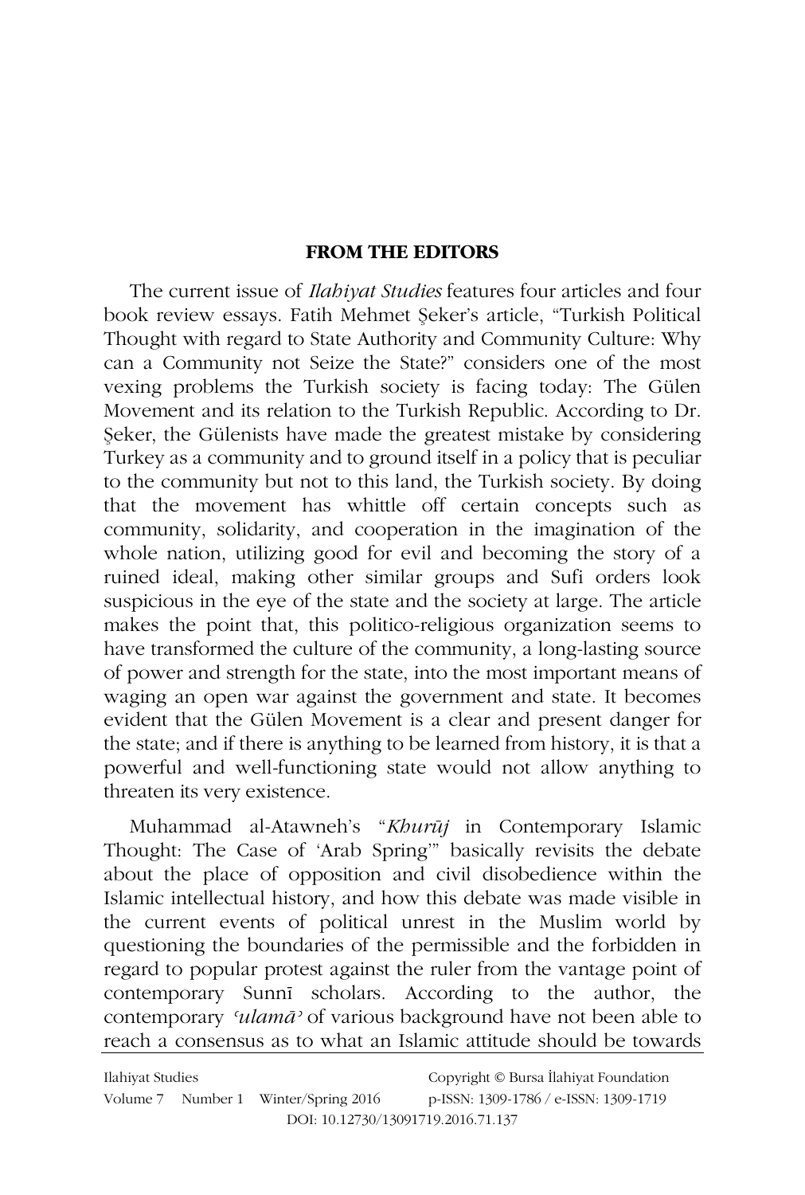## FROM THE EDITORS

The current issue of *Ilahiyat Studies* features four articles and four book review essays. Fatih Mehmet Şeker's article, "Turkish Political Thought with regard to State Authority and Community Culture: Why can a Community not Seize the State?" considers one of the most vexing problems the Turkish society is facing today: The Gülen Movement and its relation to the Turkish Republic. According to Dr. Şeker, the Gülenists have made the greatest mistake by considering Turkey as a community and to ground itself in a policy that is peculiar to the community but not to this land, the Turkish society. By doing that the movement has whittle off certain concepts such as community, solidarity, and cooperation in the imagination of the whole nation, utilizing good for evil and becoming the story of a ruined ideal, making other similar groups and Sufi orders look suspicious in the eye of the state and the society at large. The article makes the point that, this politico-religious organization seems to have transformed the culture of the community, a long-lasting source of power and strength for the state, into the most important means of waging an open war against the government and state. It becomes evident that the Gülen Movement is a clear and present danger for the state; and if there is anything to be learned from history, it is that a powerful and well-functioning state would not allow anything to threaten its very existence.

Muhammad al-Atawneh's "*Khurūj* in Contemporary Islamic Thought: The Case of 'Arab Spring'" basically revisits the debate about the place of opposition and civil disobedience within the Islamic intellectual history, and how this debate was made visible in the current events of political unrest in the Muslim world by questioning the boundaries of the permissible and the forbidden in regard to popular protest against the ruler from the vantage point of contemporary Sunnī scholars. According to the author, the contemporary *ʿulamāʾ* of various background have not been able to reach a consensus as to what an Islamic attitude should be towards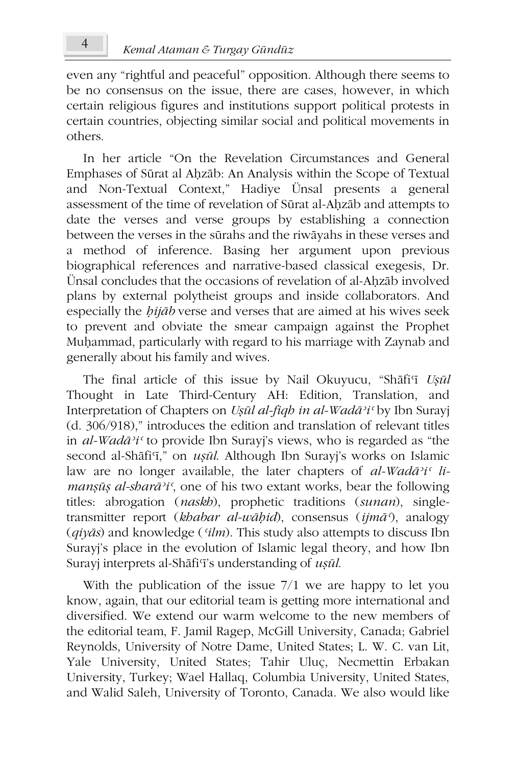even any "rightful and peaceful" opposition. Although there seems to be no consensus on the issue, there are cases, however, in which certain religious figures and institutions support political protests in certain countries, objecting similar social and political movements in others.

In her article "On the Revelation Circumstances and General Emphases of Sūrat al Aḥzāb: An Analysis within the Scope of Textual and Non-Textual Context," Hadiye Ünsal presents a general assessment of the time of revelation of Sūrat al-Aḥzāb and attempts to date the verses and verse groups by establishing a connection between the verses in the sūrahs and the riwāyahs in these verses and a method of inference. Basing her argument upon previous biographical references and narrative-based classical exegesis, Dr. Ünsal concludes that the occasions of revelation of al-Aḥzāb involved plans by external polytheist groups and inside collaborators. And especially the *ḥijāb* verse and verses that are aimed at his wives seek to prevent and obviate the smear campaign against the Prophet Muḥammad, particularly with regard to his marriage with Zaynab and generally about his family and wives.

The final article of this issue by Nail Okuyucu, "Shāfiʿī *Uṣūl* Thought in Late Third-Century AH: Edition, Translation, and Interpretation of Chapters on *Uṣūl al-fiqh in al-Wadāʾiʿ* by Ibn Surayj (d. 306/918)," introduces the edition and translation of relevant titles in *al-Wadāʾiʿ* to provide Ibn Surayj's views, who is regarded as "the second al-Shāfiʿī," on *uṣūl*. Although Ibn Surayj's works on Islamic law are no longer available, the later chapters of *al-Wadāʾiʿ li-manṣūṣ al-sharāʾiʿ*, one of his two extant works, bear the following titles: abrogation (*naskh*), prophetic traditions (*sunan*), single-transmitter report (*khabar al-wāḥid*), consensus (*ijmāʿ*), analogy (*qiyās*) and knowledge (*ʿilm*). This study also attempts to discuss Ibn Surayj's place in the evolution of Islamic legal theory, and how Ibn Surayj interprets al-Shāfiʿī's understanding of *uṣūl*.

With the publication of the issue 7/1 we are happy to let you know, again, that our editorial team is getting more international and diversified. We extend our warm welcome to the new members of the editorial team, F. Jamil Ragep, McGill University, Canada; Gabriel Reynolds, University of Notre Dame, United States; L. W. C. van Lit, Yale University, United States; Tahir Uluç, Necmettin Erbakan University, Turkey; Wael Hallaq, Columbia University, United States, and Walid Saleh, University of Toronto, Canada. We also would like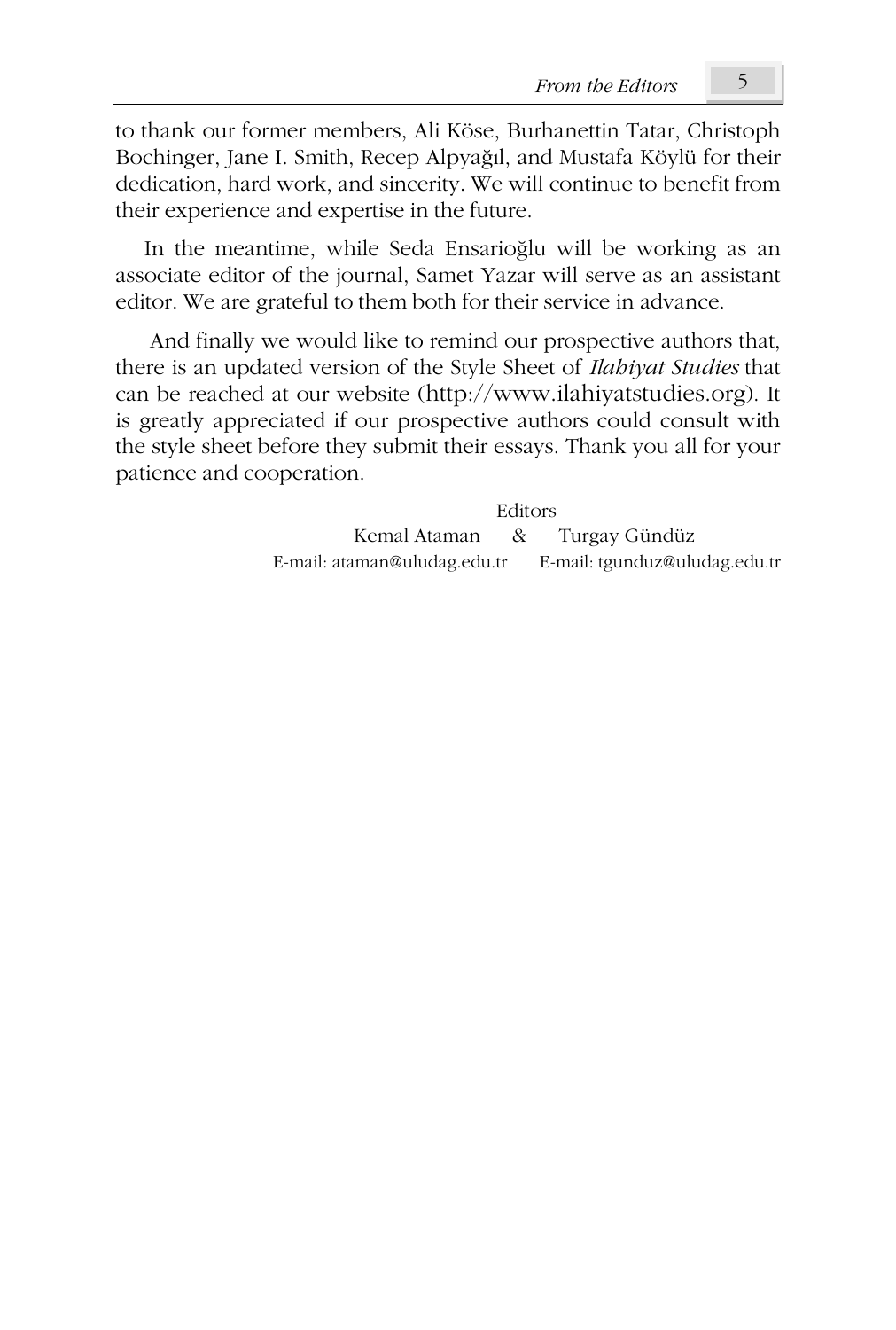to thank our former members, Ali Köse, Burhanettin Tatar, Christoph Bochinger, Jane I. Smith, Recep Alpyağıl, and Mustafa Köylü for their dedication, hard work, and sincerity. We will continue to benefit from their experience and expertise in the future.

In the meantime, while Seda Ensarioğlu will be working as an associate editor of the journal, Samet Yazar will serve as an assistant editor. We are grateful to them both for their service in advance.

And finally we would like to remind our prospective authors that, there is an updated version of the Style Sheet of *Ilahiyat Studies* that can be reached at our website (http://www.ilahiyatstudies.org). It is greatly appreciated if our prospective authors could consult with the style sheet before they submit their essays. Thank you all for your patience and cooperation.

Editors

Kemal Ataman & Turgay Gündüz

E-mail: ataman@uludag.edu.tr E-mail: tgunduz@uludag.edu.tr